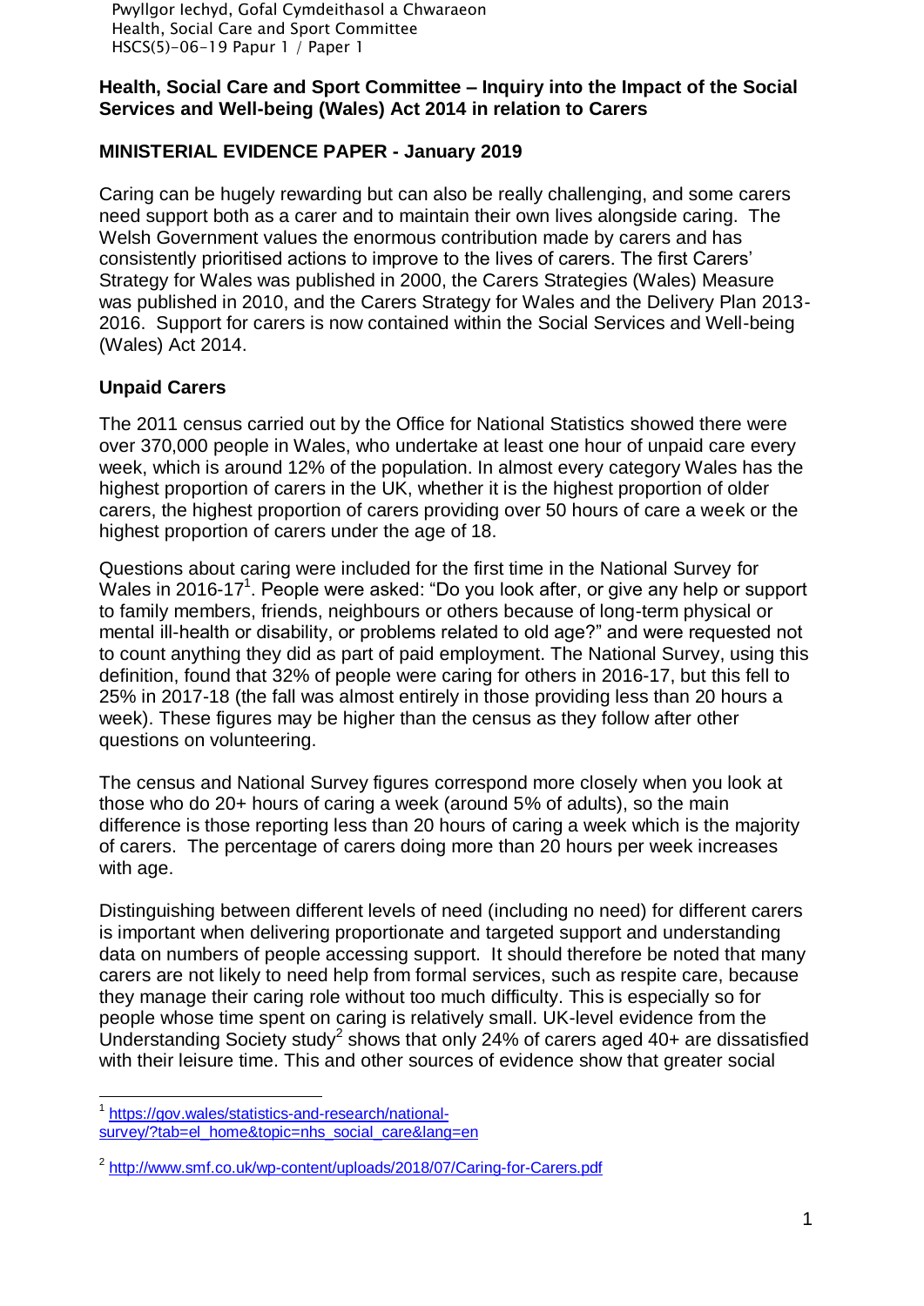Pwyllgor Iechyd, Gofal Cymdeithasol a Chwaraeon
Health, Social Care and Sport Committee
HSCS(5)-06-19 Papur 1 / Paper 1

**Health, Social Care and Sport Committee – Inquiry into the Impact of the Social Services and Well-being (Wales) Act 2014 in relation to Carers**

**MINISTERIAL EVIDENCE PAPER - January 2019**

Caring can be hugely rewarding but can also be really challenging, and some carers need support both as a carer and to maintain their own lives alongside caring. The Welsh Government values the enormous contribution made by carers and has consistently prioritised actions to improve to the lives of carers. The first Carers' Strategy for Wales was published in 2000, the Carers Strategies (Wales) Measure was published in 2010, and the Carers Strategy for Wales and the Delivery Plan 2013-2016. Support for carers is now contained within the Social Services and Well-being (Wales) Act 2014.

## Unpaid Carers

The 2011 census carried out by the Office for National Statistics showed there were over 370,000 people in Wales, who undertake at least one hour of unpaid care every week, which is around 12% of the population. In almost every category Wales has the highest proportion of carers in the UK, whether it is the highest proportion of older carers, the highest proportion of carers providing over 50 hours of care a week or the highest proportion of carers under the age of 18.

Questions about caring were included for the first time in the National Survey for Wales in 2016-17[1]. People were asked: "Do you look after, or give any help or support to family members, friends, neighbours or others because of long-term physical or mental ill-health or disability, or problems related to old age?" and were requested not to count anything they did as part of paid employment. The National Survey, using this definition, found that 32% of people were caring for others in 2016-17, but this fell to 25% in 2017-18 (the fall was almost entirely in those providing less than 20 hours a week). These figures may be higher than the census as they follow after other questions on volunteering.

The census and National Survey figures correspond more closely when you look at those who do 20+ hours of caring a week (around 5% of adults), so the main difference is those reporting less than 20 hours of caring a week which is the majority of carers. The percentage of carers doing more than 20 hours per week increases with age.

Distinguishing between different levels of need (including no need) for different carers is important when delivering proportionate and targeted support and understanding data on numbers of people accessing support. It should therefore be noted that many carers are not likely to need help from formal services, such as respite care, because they manage their caring role without too much difficulty. This is especially so for people whose time spent on caring is relatively small. UK-level evidence from the Understanding Society study[2] shows that only 24% of carers aged 40+ are dissatisfied with their leisure time. This and other sources of evidence show that greater social

---

[1] https://gov.wales/statistics-and-research/national-survey/?tab=el_home&topic=nhs_social_care&lang=en

[2] http://www.smf.co.uk/wp-content/uploads/2018/07/Caring-for-Carers.pdf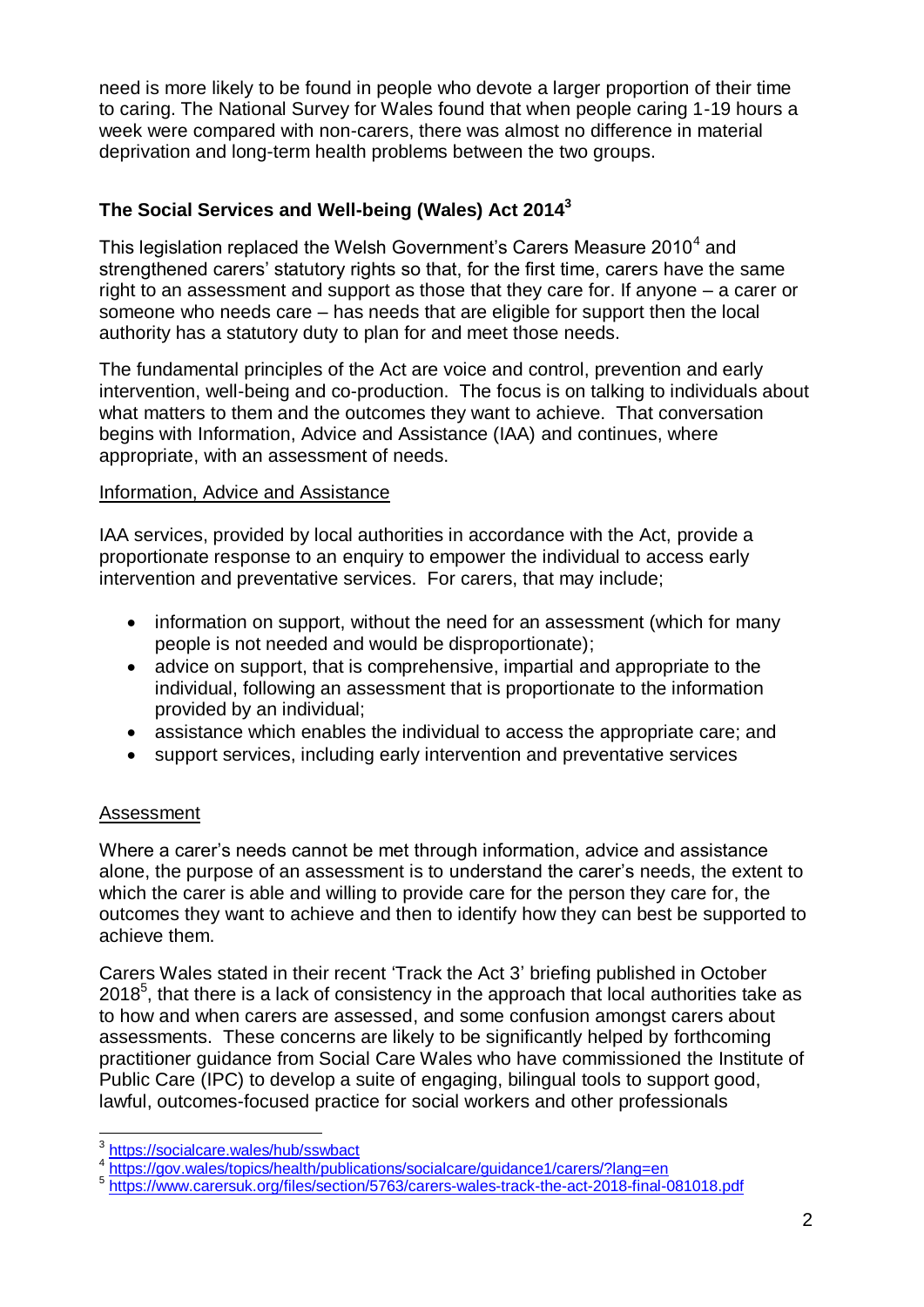need is more likely to be found in people who devote a larger proportion of their time to caring. The National Survey for Wales found that when people caring 1-19 hours a week were compared with non-carers, there was almost no difference in material deprivation and long-term health problems between the two groups.

## The Social Services and Well-being (Wales) Act 2014[3]

This legislation replaced the Welsh Government's Carers Measure 2010[4] and strengthened carers' statutory rights so that, for the first time, carers have the same right to an assessment and support as those that they care for. If anyone – a carer or someone who needs care – has needs that are eligible for support then the local authority has a statutory duty to plan for and meet those needs.

The fundamental principles of the Act are voice and control, prevention and early intervention, well-being and co-production. The focus is on talking to individuals about what matters to them and the outcomes they want to achieve. That conversation begins with Information, Advice and Assistance (IAA) and continues, where appropriate, with an assessment of needs.

### Information, Advice and Assistance

IAA services, provided by local authorities in accordance with the Act, provide a proportionate response to an enquiry to empower the individual to access early intervention and preventative services. For carers, that may include;

- information on support, without the need for an assessment (which for many people is not needed and would be disproportionate);
- advice on support, that is comprehensive, impartial and appropriate to the individual, following an assessment that is proportionate to the information provided by an individual;
- assistance which enables the individual to access the appropriate care; and
- support services, including early intervention and preventative services

### Assessment

Where a carer's needs cannot be met through information, advice and assistance alone, the purpose of an assessment is to understand the carer's needs, the extent to which the carer is able and willing to provide care for the person they care for, the outcomes they want to achieve and then to identify how they can best be supported to achieve them.

Carers Wales stated in their recent 'Track the Act 3' briefing published in October 2018[5], that there is a lack of consistency in the approach that local authorities take as to how and when carers are assessed, and some confusion amongst carers about assessments. These concerns are likely to be significantly helped by forthcoming practitioner guidance from Social Care Wales who have commissioned the Institute of Public Care (IPC) to develop a suite of engaging, bilingual tools to support good, lawful, outcomes-focused practice for social workers and other professionals

---

[3] https://socialcare.wales/hub/sswbact

[4] https://gov.wales/topics/health/publications/socialcare/guidance1/carers/?lang=en

[5] https://www.carersuk.org/files/section/5763/carers-wales-track-the-act-2018-final-081018.pdf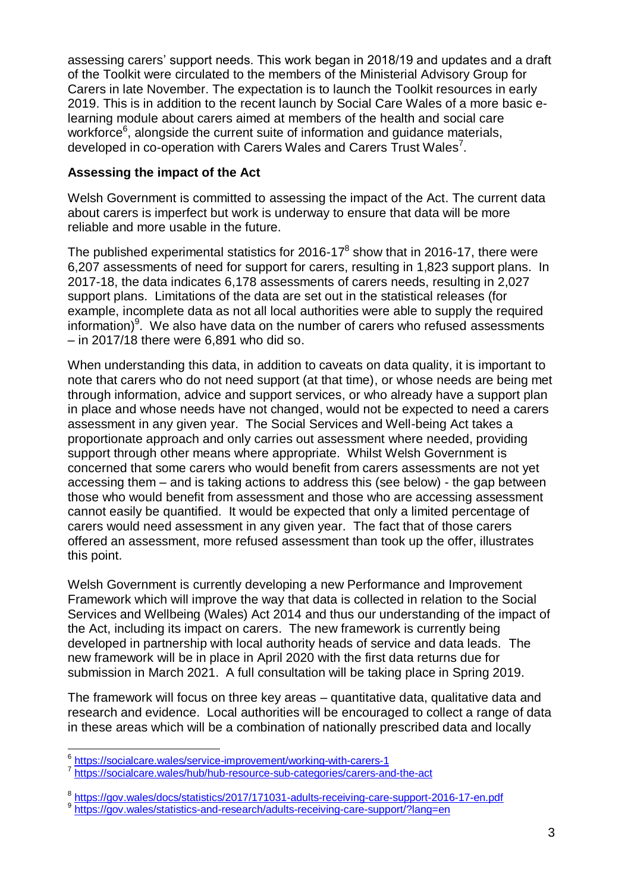assessing carers' support needs. This work began in 2018/19 and updates and a draft of the Toolkit were circulated to the members of the Ministerial Advisory Group for Carers in late November. The expectation is to launch the Toolkit resources in early 2019. This is in addition to the recent launch by Social Care Wales of a more basic e-learning module about carers aimed at members of the health and social care workforce[6], alongside the current suite of information and guidance materials, developed in co-operation with Carers Wales and Carers Trust Wales[7].

**Assessing the impact of the Act**

Welsh Government is committed to assessing the impact of the Act. The current data about carers is imperfect but work is underway to ensure that data will be more reliable and more usable in the future.

The published experimental statistics for 2016-17[8] show that in 2016-17, there were 6,207 assessments of need for support for carers, resulting in 1,823 support plans. In 2017-18, the data indicates 6,178 assessments of carers needs, resulting in 2,027 support plans. Limitations of the data are set out in the statistical releases (for example, incomplete data as not all local authorities were able to supply the required information)[9]. We also have data on the number of carers who refused assessments – in 2017/18 there were 6,891 who did so.

When understanding this data, in addition to caveats on data quality, it is important to note that carers who do not need support (at that time), or whose needs are being met through information, advice and support services, or who already have a support plan in place and whose needs have not changed, would not be expected to need a carers assessment in any given year. The Social Services and Well-being Act takes a proportionate approach and only carries out assessment where needed, providing support through other means where appropriate. Whilst Welsh Government is concerned that some carers who would benefit from carers assessments are not yet accessing them – and is taking actions to address this (see below) - the gap between those who would benefit from assessment and those who are accessing assessment cannot easily be quantified. It would be expected that only a limited percentage of carers would need assessment in any given year. The fact that of those carers offered an assessment, more refused assessment than took up the offer, illustrates this point.

Welsh Government is currently developing a new Performance and Improvement Framework which will improve the way that data is collected in relation to the Social Services and Wellbeing (Wales) Act 2014 and thus our understanding of the impact of the Act, including its impact on carers. The new framework is currently being developed in partnership with local authority heads of service and data leads. The new framework will be in place in April 2020 with the first data returns due for submission in March 2021. A full consultation will be taking place in Spring 2019.

The framework will focus on three key areas – quantitative data, qualitative data and research and evidence. Local authorities will be encouraged to collect a range of data in these areas which will be a combination of nationally prescribed data and locally

---

[6] https://socialcare.wales/service-improvement/working-with-carers-1

[7] https://socialcare.wales/hub/hub-resource-sub-categories/carers-and-the-act

[8] https://gov.wales/docs/statistics/2017/171031-adults-receiving-care-support-2016-17-en.pdf

[9] https://gov.wales/statistics-and-research/adults-receiving-care-support/?lang=en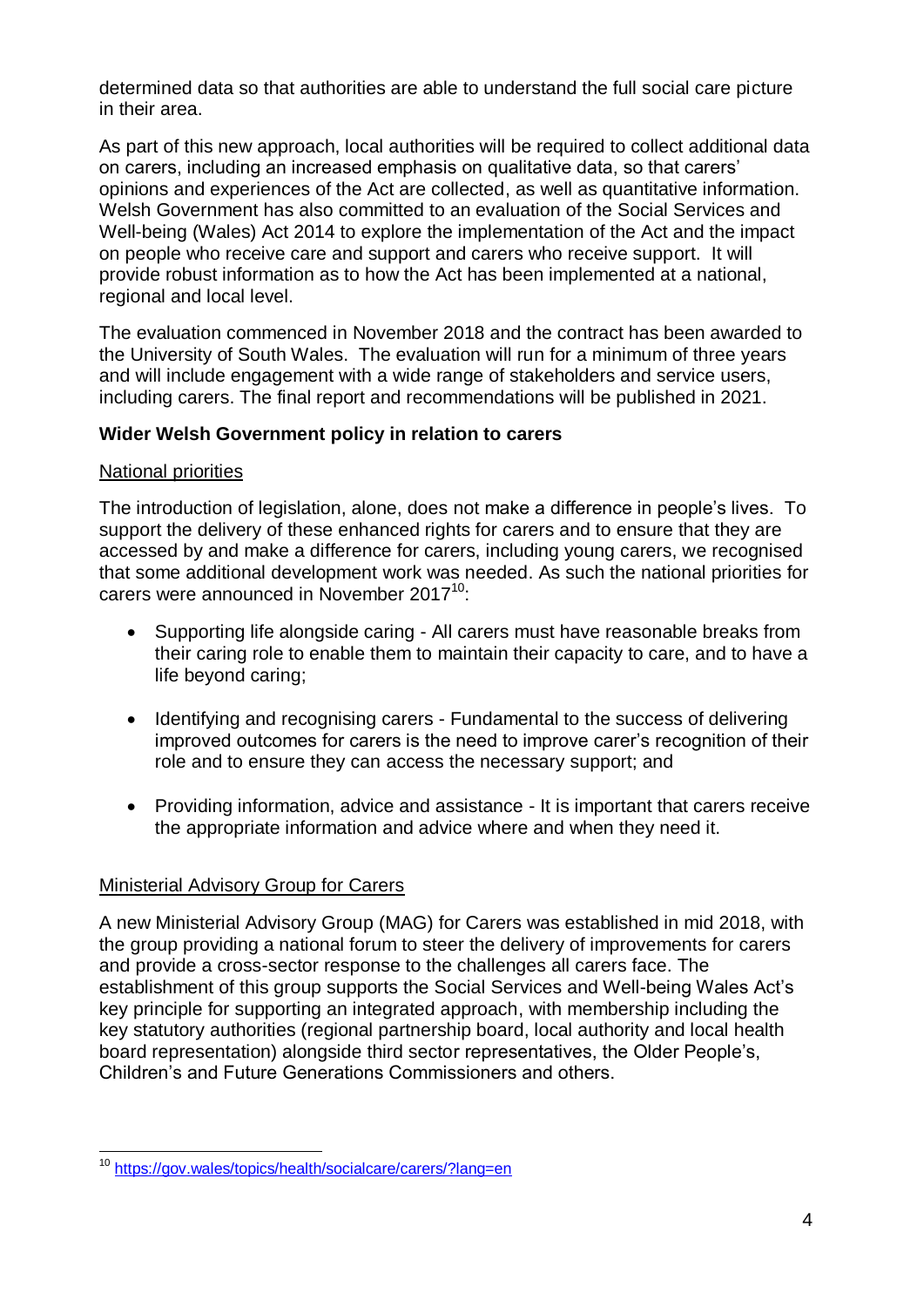determined data so that authorities are able to understand the full social care picture in their area.

As part of this new approach, local authorities will be required to collect additional data on carers, including an increased emphasis on qualitative data, so that carers' opinions and experiences of the Act are collected, as well as quantitative information. Welsh Government has also committed to an evaluation of the Social Services and Well-being (Wales) Act 2014 to explore the implementation of the Act and the impact on people who receive care and support and carers who receive support. It will provide robust information as to how the Act has been implemented at a national, regional and local level.

The evaluation commenced in November 2018 and the contract has been awarded to the University of South Wales. The evaluation will run for a minimum of three years and will include engagement with a wide range of stakeholders and service users, including carers. The final report and recommendations will be published in 2021.

**Wider Welsh Government policy in relation to carers**

National priorities

The introduction of legislation, alone, does not make a difference in people's lives. To support the delivery of these enhanced rights for carers and to ensure that they are accessed by and make a difference for carers, including young carers, we recognised that some additional development work was needed. As such the national priorities for carers were announced in November 2017[10]:

- Supporting life alongside caring - All carers must have reasonable breaks from their caring role to enable them to maintain their capacity to care, and to have a life beyond caring;
- Identifying and recognising carers - Fundamental to the success of delivering improved outcomes for carers is the need to improve carer's recognition of their role and to ensure they can access the necessary support; and
- Providing information, advice and assistance - It is important that carers receive the appropriate information and advice where and when they need it.

Ministerial Advisory Group for Carers

A new Ministerial Advisory Group (MAG) for Carers was established in mid 2018, with the group providing a national forum to steer the delivery of improvements for carers and provide a cross-sector response to the challenges all carers face. The establishment of this group supports the Social Services and Well-being Wales Act's key principle for supporting an integrated approach, with membership including the key statutory authorities (regional partnership board, local authority and local health board representation) alongside third sector representatives, the Older People's, Children's and Future Generations Commissioners and others.

[10] https://gov.wales/topics/health/socialcare/carers/?lang=en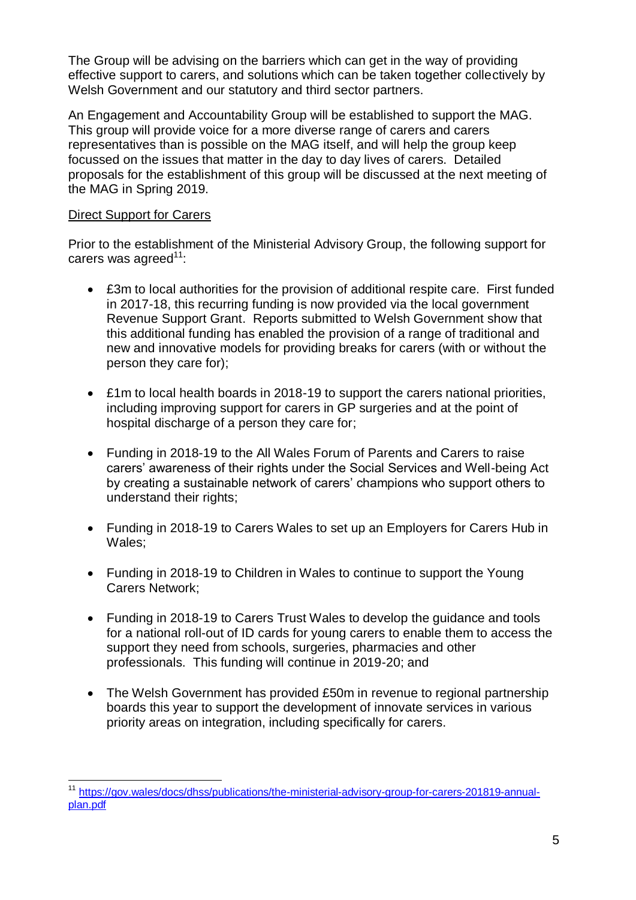The Group will be advising on the barriers which can get in the way of providing effective support to carers, and solutions which can be taken together collectively by Welsh Government and our statutory and third sector partners.

An Engagement and Accountability Group will be established to support the MAG. This group will provide voice for a more diverse range of carers and carers representatives than is possible on the MAG itself, and will help the group keep focussed on the issues that matter in the day to day lives of carers. Detailed proposals for the establishment of this group will be discussed at the next meeting of the MAG in Spring 2019.

<u>Direct Support for Carers</u>

Prior to the establishment of the Ministerial Advisory Group, the following support for carers was agreed[11]:

- £3m to local authorities for the provision of additional respite care. First funded in 2017-18, this recurring funding is now provided via the local government Revenue Support Grant. Reports submitted to Welsh Government show that this additional funding has enabled the provision of a range of traditional and new and innovative models for providing breaks for carers (with or without the person they care for);

- £1m to local health boards in 2018-19 to support the carers national priorities, including improving support for carers in GP surgeries and at the point of hospital discharge of a person they care for;

- Funding in 2018-19 to the All Wales Forum of Parents and Carers to raise carers' awareness of their rights under the Social Services and Well-being Act by creating a sustainable network of carers' champions who support others to understand their rights;

- Funding in 2018-19 to Carers Wales to set up an Employers for Carers Hub in Wales;

- Funding in 2018-19 to Children in Wales to continue to support the Young Carers Network;

- Funding in 2018-19 to Carers Trust Wales to develop the guidance and tools for a national roll-out of ID cards for young carers to enable them to access the support they need from schools, surgeries, pharmacies and other professionals. This funding will continue in 2019-20; and

- The Welsh Government has provided £50m in revenue to regional partnership boards this year to support the development of innovate services in various priority areas on integration, including specifically for carers.

---

[11] https://gov.wales/docs/dhss/publications/the-ministerial-advisory-group-for-carers-201819-annual-plan.pdf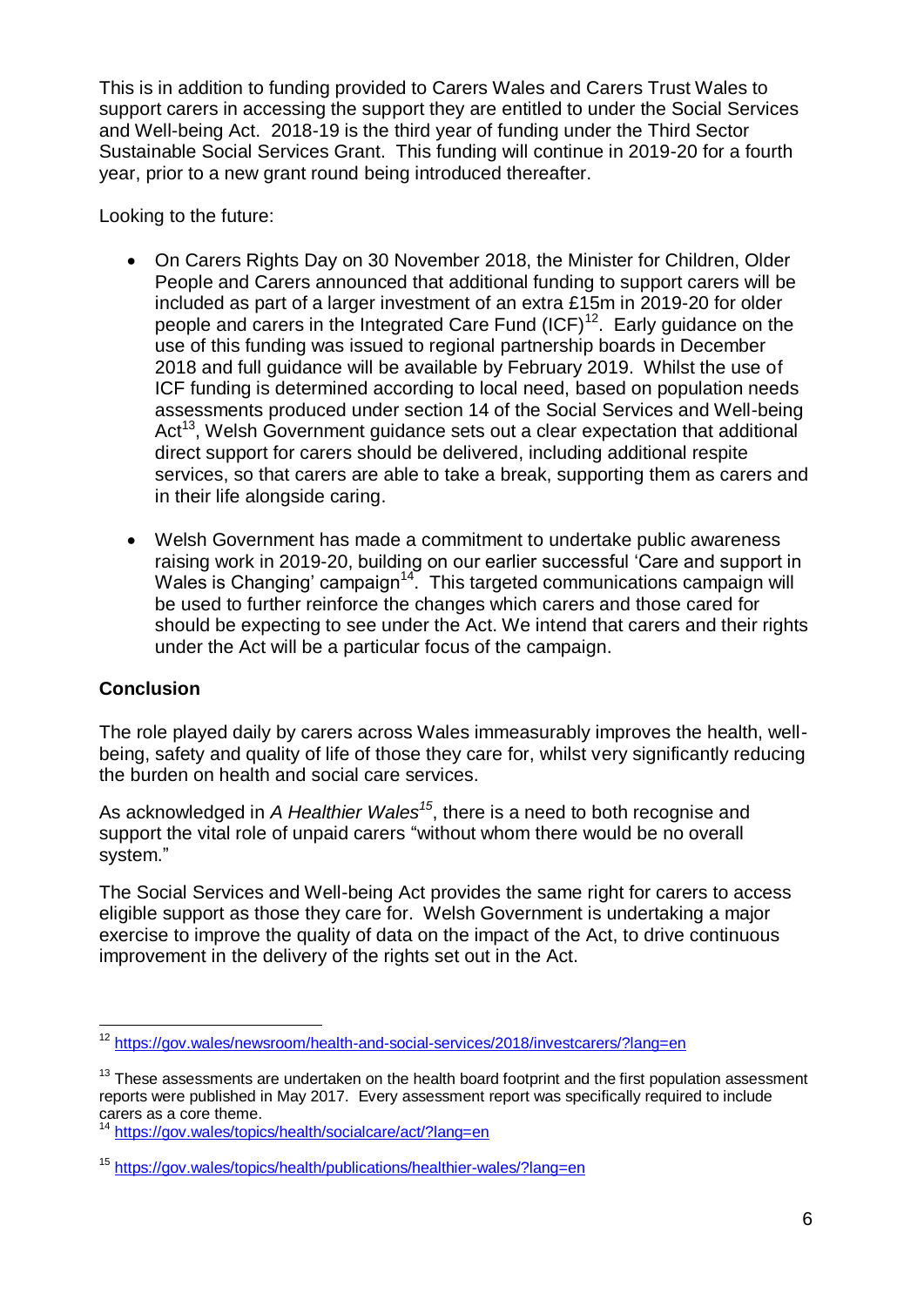This is in addition to funding provided to Carers Wales and Carers Trust Wales to support carers in accessing the support they are entitled to under the Social Services and Well-being Act. 2018-19 is the third year of funding under the Third Sector Sustainable Social Services Grant. This funding will continue in 2019-20 for a fourth year, prior to a new grant round being introduced thereafter.

Looking to the future:

- On Carers Rights Day on 30 November 2018, the Minister for Children, Older People and Carers announced that additional funding to support carers will be included as part of a larger investment of an extra £15m in 2019-20 for older people and carers in the Integrated Care Fund (ICF)[12]. Early guidance on the use of this funding was issued to regional partnership boards in December 2018 and full guidance will be available by February 2019. Whilst the use of ICF funding is determined according to local need, based on population needs assessments produced under section 14 of the Social Services and Well-being Act[13], Welsh Government guidance sets out a clear expectation that additional direct support for carers should be delivered, including additional respite services, so that carers are able to take a break, supporting them as carers and in their life alongside caring.

- Welsh Government has made a commitment to undertake public awareness raising work in 2019-20, building on our earlier successful 'Care and support in Wales is Changing' campaign[14]. This targeted communications campaign will be used to further reinforce the changes which carers and those cared for should be expecting to see under the Act. We intend that carers and their rights under the Act will be a particular focus of the campaign.

**Conclusion**

The role played daily by carers across Wales immeasurably improves the health, well-being, safety and quality of life of those they care for, whilst very significantly reducing the burden on health and social care services.

As acknowledged in *A Healthier Wales*[15], there is a need to both recognise and support the vital role of unpaid carers "without whom there would be no overall system."

The Social Services and Well-being Act provides the same right for carers to access eligible support as those they care for. Welsh Government is undertaking a major exercise to improve the quality of data on the impact of the Act, to drive continuous improvement in the delivery of the rights set out in the Act.

---

[12] https://gov.wales/newsroom/health-and-social-services/2018/investcarers/?lang=en

[13] These assessments are undertaken on the health board footprint and the first population assessment reports were published in May 2017. Every assessment report was specifically required to include carers as a core theme.

[14] https://gov.wales/topics/health/socialcare/act/?lang=en

[15] https://gov.wales/topics/health/publications/healthier-wales/?lang=en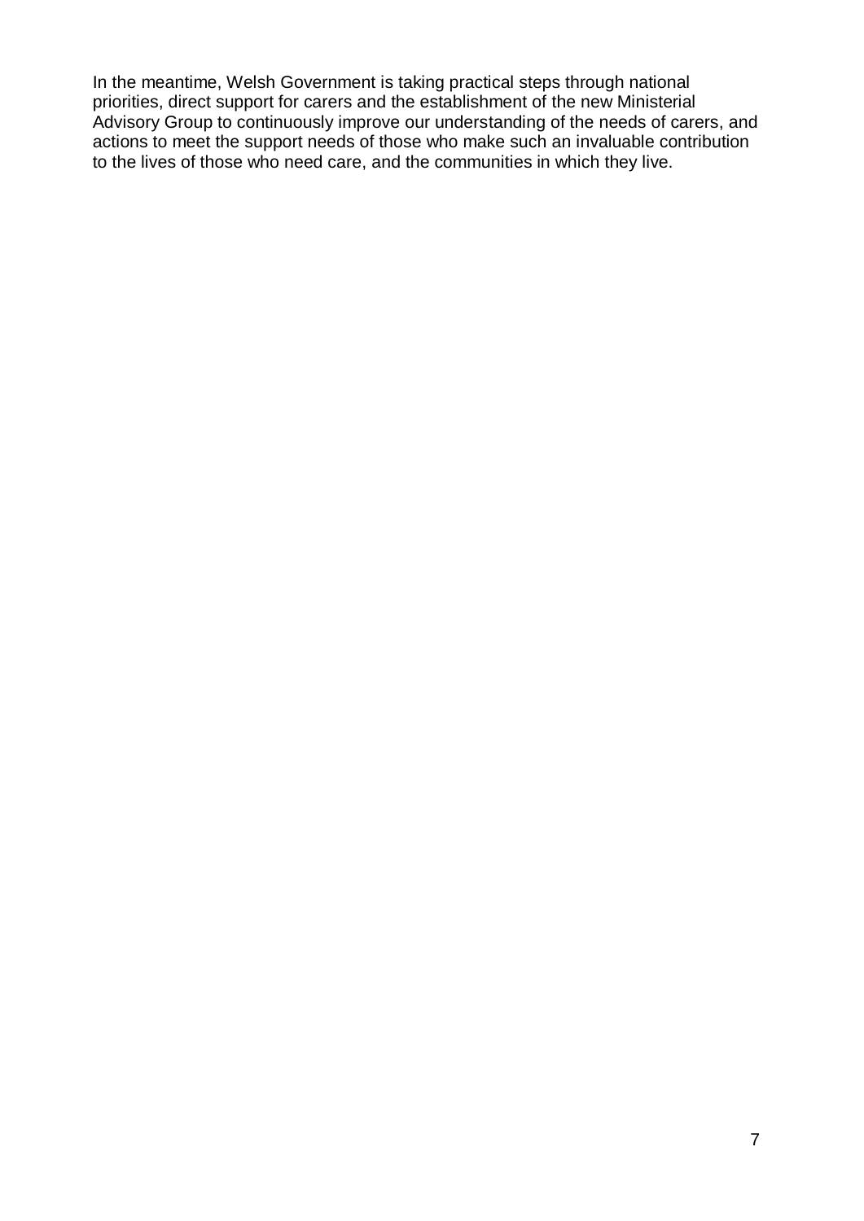In the meantime, Welsh Government is taking practical steps through national priorities, direct support for carers and the establishment of the new Ministerial Advisory Group to continuously improve our understanding of the needs of carers, and actions to meet the support needs of those who make such an invaluable contribution to the lives of those who need care, and the communities in which they live.